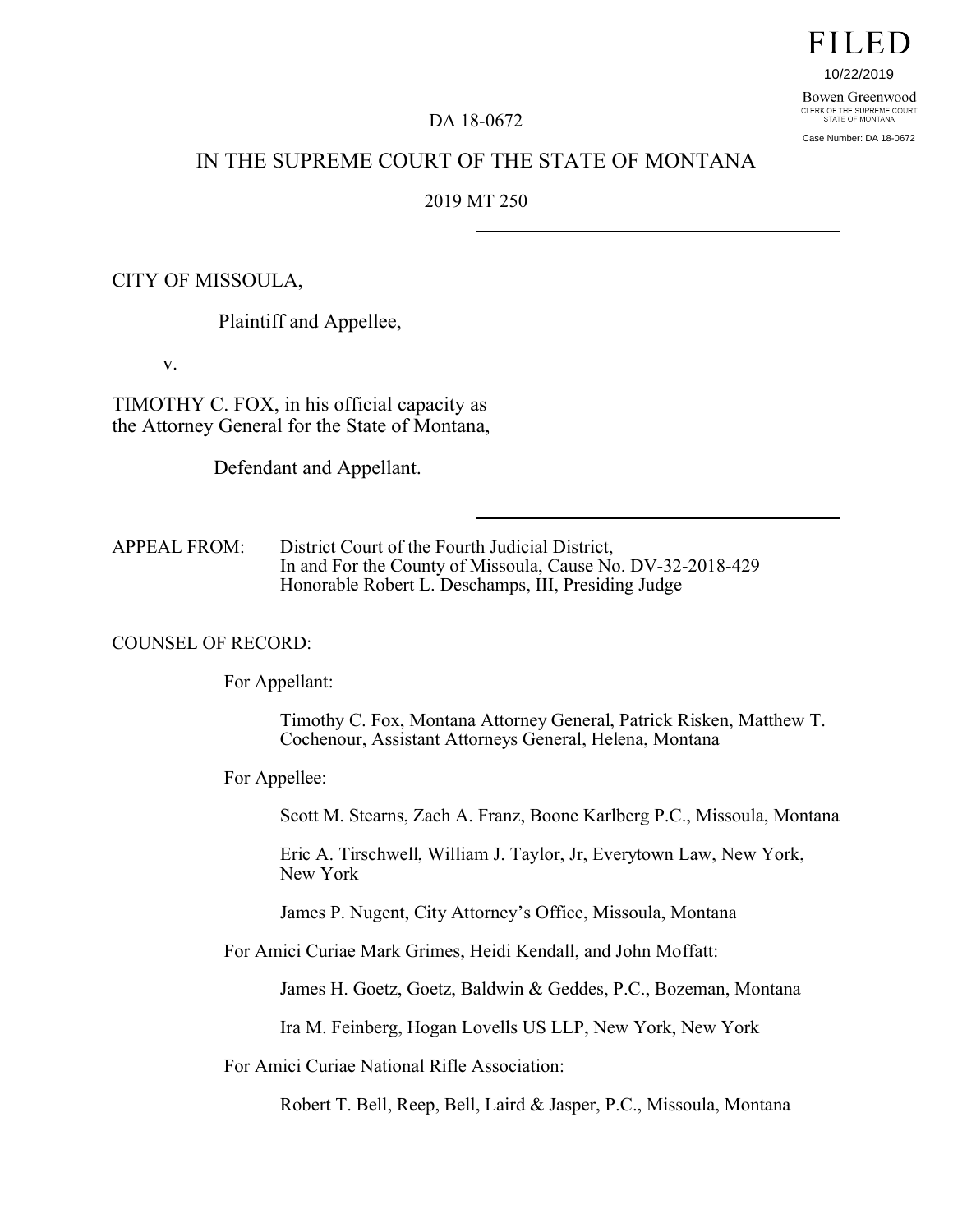FILED

10/22/2019

Bowen Greenwood
CLERK OF THE SUPREME COURT
STATE OF MONTANA

Case Number: DA 18-0672

DA 18-0672

# IN THE SUPREME COURT OF THE STATE OF MONTANA

2019 MT 250

---

CITY OF MISSOULA,

Plaintiff and Appellee,

v.

TIMOTHY C. FOX, in his official capacity as the Attorney General for the State of Montana,

Defendant and Appellant.

---

APPEAL FROM: District Court of the Fourth Judicial District, In and For the County of Missoula, Cause No. DV-32-2018-429 Honorable Robert L. Deschamps, III, Presiding Judge

COUNSEL OF RECORD:

For Appellant:

Timothy C. Fox, Montana Attorney General, Patrick Risken, Matthew T. Cochenour, Assistant Attorneys General, Helena, Montana

For Appellee:

Scott M. Stearns, Zach A. Franz, Boone Karlberg P.C., Missoula, Montana

Eric A. Tirschwell, William J. Taylor, Jr, Everytown Law, New York, New York

James P. Nugent, City Attorney's Office, Missoula, Montana

For Amici Curiae Mark Grimes, Heidi Kendall, and John Moffatt:

James H. Goetz, Goetz, Baldwin & Geddes, P.C., Bozeman, Montana

Ira M. Feinberg, Hogan Lovells US LLP, New York, New York

For Amici Curiae National Rifle Association:

Robert T. Bell, Reep, Bell, Laird & Jasper, P.C., Missoula, Montana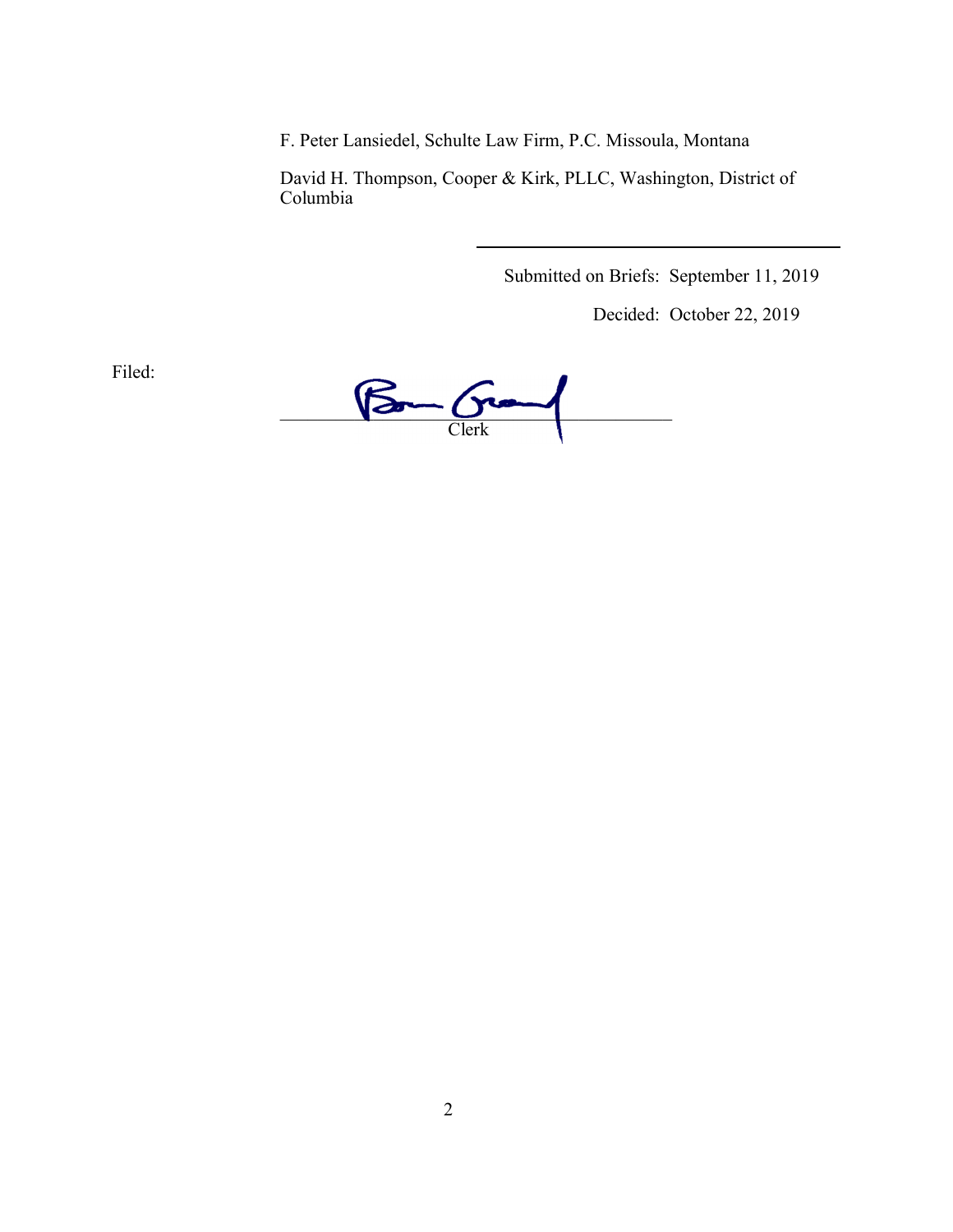F. Peter Lansiedel, Schulte Law Firm, P.C. Missoula, Montana

David H. Thompson, Cooper & Kirk, PLLC, Washington, District of Columbia

---

Submitted on Briefs: September 11, 2019

Decided: October 22, 2019

Filed:

__________________________________________
Clerk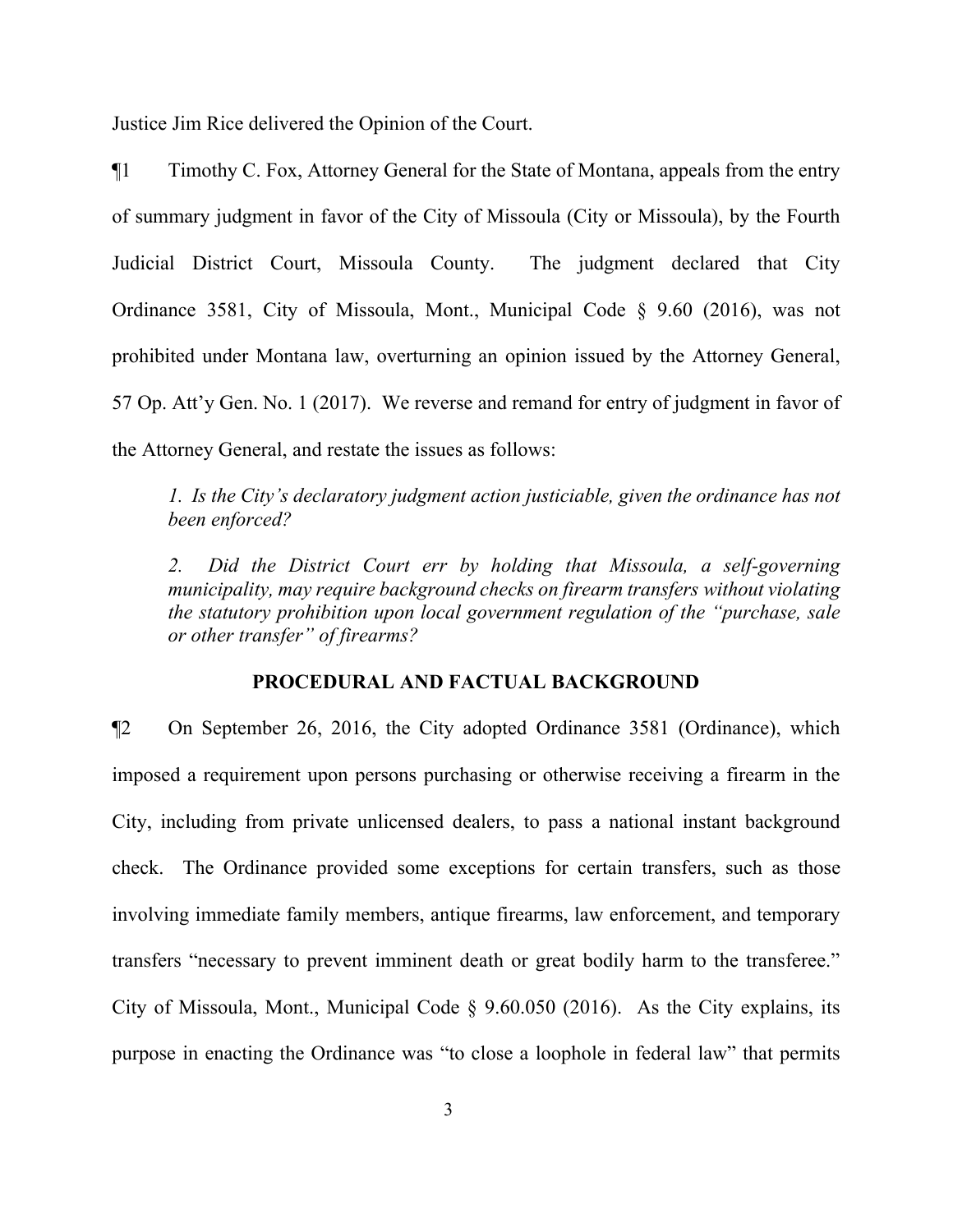Justice Jim Rice delivered the Opinion of the Court.

¶1 Timothy C. Fox, Attorney General for the State of Montana, appeals from the entry of summary judgment in favor of the City of Missoula (City or Missoula), by the Fourth Judicial District Court, Missoula County. The judgment declared that City Ordinance 3581, City of Missoula, Mont., Municipal Code § 9.60 (2016), was not prohibited under Montana law, overturning an opinion issued by the Attorney General, 57 Op. Att'y Gen. No. 1 (2017). We reverse and remand for entry of judgment in favor of the Attorney General, and restate the issues as follows:

> *1. Is the City's declaratory judgment action justiciable, given the ordinance has not been enforced?*
>
> *2. Did the District Court err by holding that Missoula, a self-governing municipality, may require background checks on firearm transfers without violating the statutory prohibition upon local government regulation of the "purchase, sale or other transfer" of firearms?*

## PROCEDURAL AND FACTUAL BACKGROUND

¶2 On September 26, 2016, the City adopted Ordinance 3581 (Ordinance), which imposed a requirement upon persons purchasing or otherwise receiving a firearm in the City, including from private unlicensed dealers, to pass a national instant background check. The Ordinance provided some exceptions for certain transfers, such as those involving immediate family members, antique firearms, law enforcement, and temporary transfers "necessary to prevent imminent death or great bodily harm to the transferee." City of Missoula, Mont., Municipal Code § 9.60.050 (2016). As the City explains, its purpose in enacting the Ordinance was "to close a loophole in federal law" that permits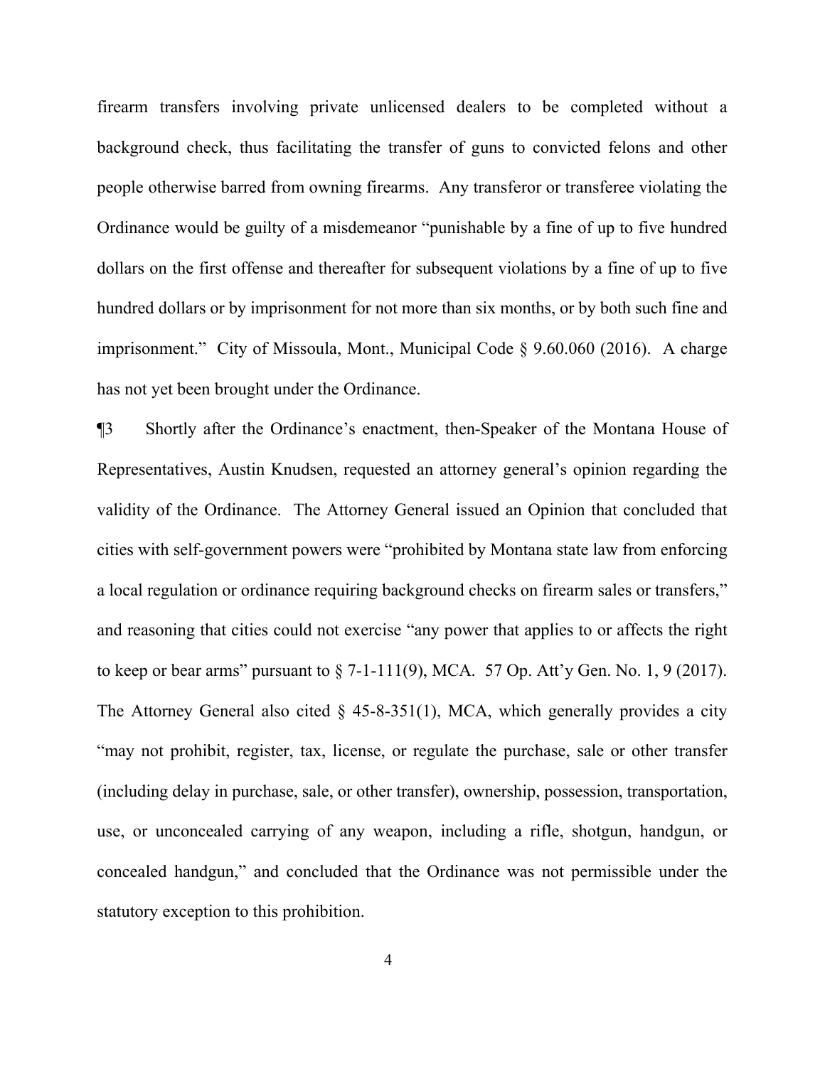firearm transfers involving private unlicensed dealers to be completed without a background check, thus facilitating the transfer of guns to convicted felons and other people otherwise barred from owning firearms. Any transferor or transferee violating the Ordinance would be guilty of a misdemeanor "punishable by a fine of up to five hundred dollars on the first offense and thereafter for subsequent violations by a fine of up to five hundred dollars or by imprisonment for not more than six months, or by both such fine and imprisonment." City of Missoula, Mont., Municipal Code § 9.60.060 (2016). A charge has not yet been brought under the Ordinance.

¶3 Shortly after the Ordinance's enactment, then-Speaker of the Montana House of Representatives, Austin Knudsen, requested an attorney general's opinion regarding the validity of the Ordinance. The Attorney General issued an Opinion that concluded that cities with self-government powers were "prohibited by Montana state law from enforcing a local regulation or ordinance requiring background checks on firearm sales or transfers," and reasoning that cities could not exercise "any power that applies to or affects the right to keep or bear arms" pursuant to § 7-1-111(9), MCA. 57 Op. Att'y Gen. No. 1, 9 (2017). The Attorney General also cited § 45-8-351(1), MCA, which generally provides a city "may not prohibit, register, tax, license, or regulate the purchase, sale or other transfer (including delay in purchase, sale, or other transfer), ownership, possession, transportation, use, or unconcealed carrying of any weapon, including a rifle, shotgun, handgun, or concealed handgun," and concluded that the Ordinance was not permissible under the statutory exception to this prohibition.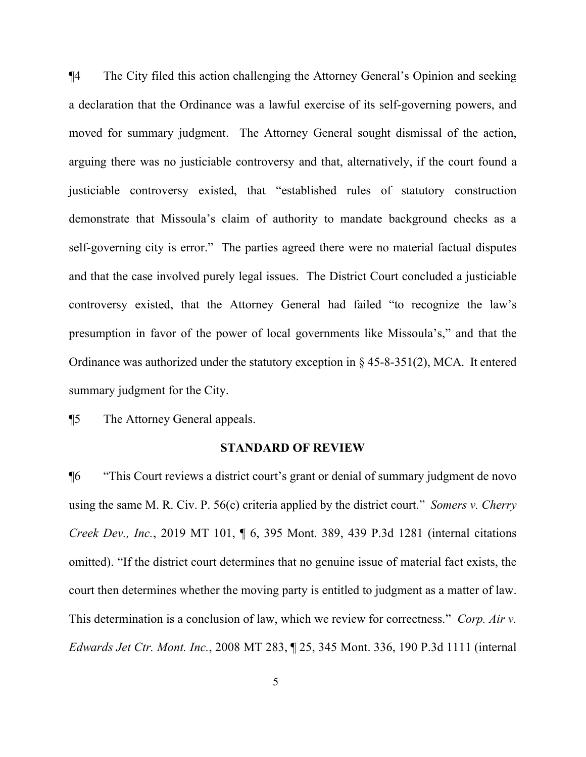¶4 The City filed this action challenging the Attorney General's Opinion and seeking a declaration that the Ordinance was a lawful exercise of its self-governing powers, and moved for summary judgment. The Attorney General sought dismissal of the action, arguing there was no justiciable controversy and that, alternatively, if the court found a justiciable controversy existed, that "established rules of statutory construction demonstrate that Missoula's claim of authority to mandate background checks as a self-governing city is error." The parties agreed there were no material factual disputes and that the case involved purely legal issues. The District Court concluded a justiciable controversy existed, that the Attorney General had failed "to recognize the law's presumption in favor of the power of local governments like Missoula's," and that the Ordinance was authorized under the statutory exception in § 45-8-351(2), MCA. It entered summary judgment for the City.

¶5 The Attorney General appeals.

## STANDARD OF REVIEW

¶6 "This Court reviews a district court's grant or denial of summary judgment de novo using the same M. R. Civ. P. 56(c) criteria applied by the district court." *Somers v. Cherry Creek Dev., Inc.*, 2019 MT 101, ¶ 6, 395 Mont. 389, 439 P.3d 1281 (internal citations omitted). "If the district court determines that no genuine issue of material fact exists, the court then determines whether the moving party is entitled to judgment as a matter of law. This determination is a conclusion of law, which we review for correctness." *Corp. Air v. Edwards Jet Ctr. Mont. Inc.*, 2008 MT 283, ¶ 25, 345 Mont. 336, 190 P.3d 1111 (internal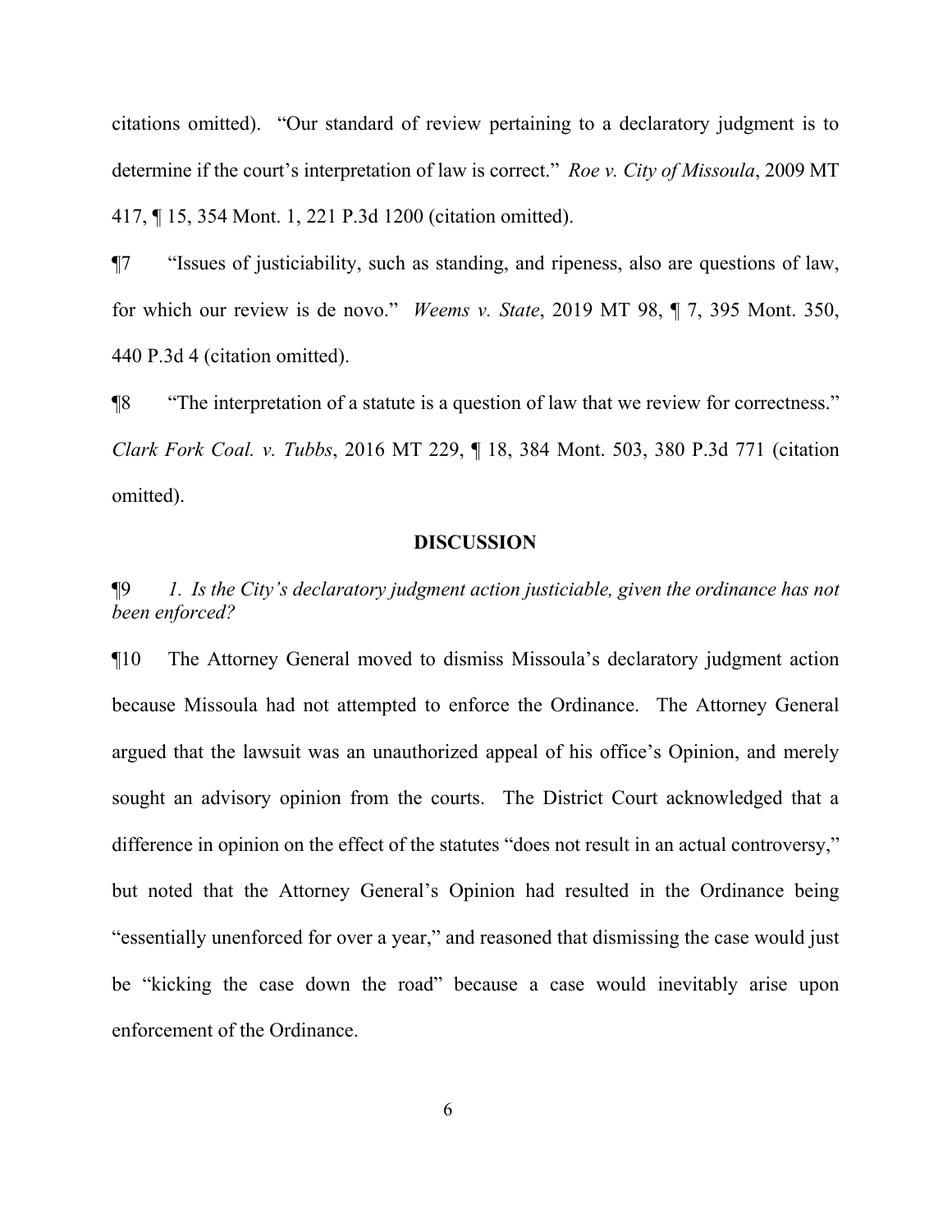citations omitted). "Our standard of review pertaining to a declaratory judgment is to determine if the court's interpretation of law is correct." *Roe v. City of Missoula*, 2009 MT 417, ¶ 15, 354 Mont. 1, 221 P.3d 1200 (citation omitted).

¶7 "Issues of justiciability, such as standing, and ripeness, also are questions of law, for which our review is de novo." *Weems v. State*, 2019 MT 98, ¶ 7, 395 Mont. 350, 440 P.3d 4 (citation omitted).

¶8 "The interpretation of a statute is a question of law that we review for correctness." *Clark Fork Coal. v. Tubbs*, 2016 MT 229, ¶ 18, 384 Mont. 503, 380 P.3d 771 (citation omitted).

## DISCUSSION

¶9 *1. Is the City's declaratory judgment action justiciable, given the ordinance has not been enforced?*

¶10 The Attorney General moved to dismiss Missoula's declaratory judgment action because Missoula had not attempted to enforce the Ordinance. The Attorney General argued that the lawsuit was an unauthorized appeal of his office's Opinion, and merely sought an advisory opinion from the courts. The District Court acknowledged that a difference in opinion on the effect of the statutes "does not result in an actual controversy," but noted that the Attorney General's Opinion had resulted in the Ordinance being "essentially unenforced for over a year," and reasoned that dismissing the case would just be "kicking the case down the road" because a case would inevitably arise upon enforcement of the Ordinance.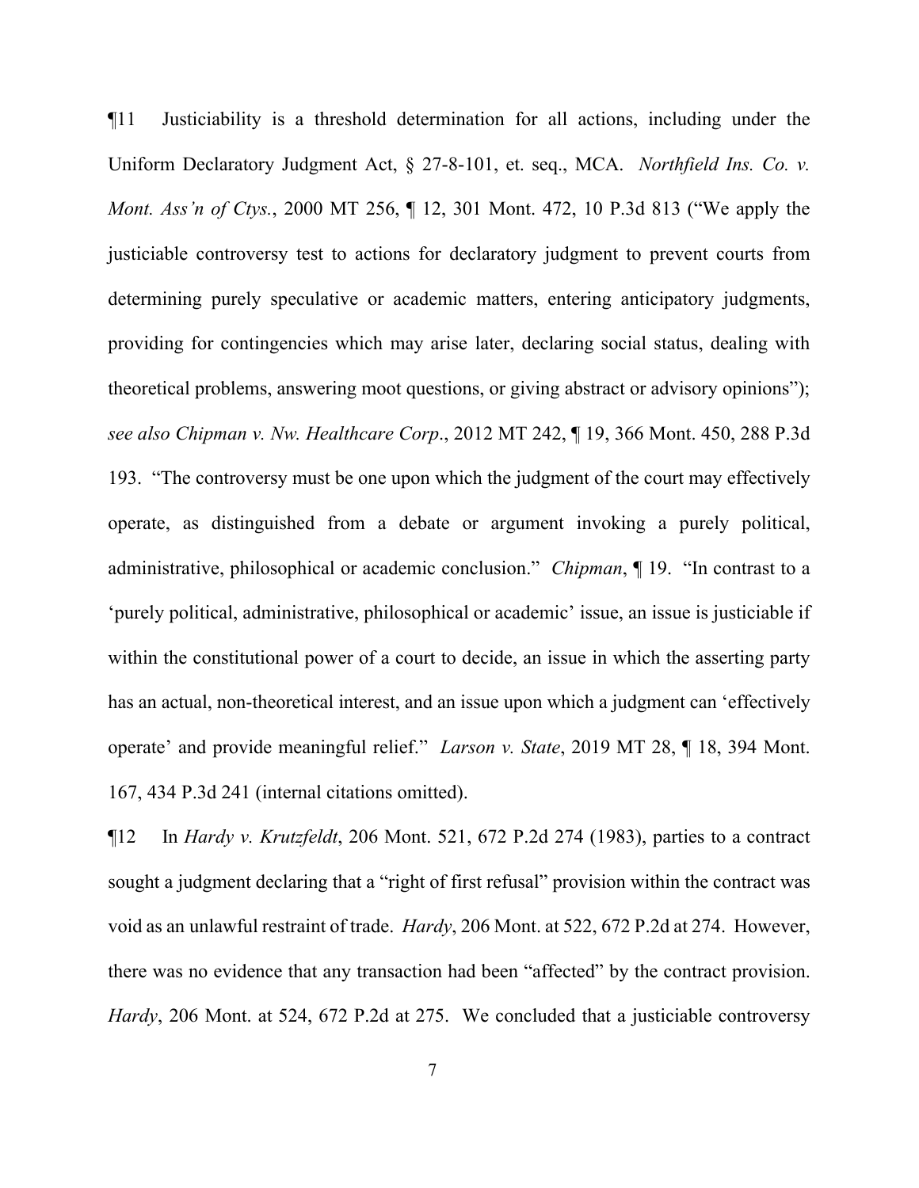¶11 Justiciability is a threshold determination for all actions, including under the Uniform Declaratory Judgment Act, § 27-8-101, et. seq., MCA. *Northfield Ins. Co. v. Mont. Ass'n of Ctys.*, 2000 MT 256, ¶ 12, 301 Mont. 472, 10 P.3d 813 ("We apply the justiciable controversy test to actions for declaratory judgment to prevent courts from determining purely speculative or academic matters, entering anticipatory judgments, providing for contingencies which may arise later, declaring social status, dealing with theoretical problems, answering moot questions, or giving abstract or advisory opinions"); *see also Chipman v. Nw. Healthcare Corp*., 2012 MT 242, ¶ 19, 366 Mont. 450, 288 P.3d 193. "The controversy must be one upon which the judgment of the court may effectively operate, as distinguished from a debate or argument invoking a purely political, administrative, philosophical or academic conclusion." *Chipman*, ¶ 19. "In contrast to a 'purely political, administrative, philosophical or academic' issue, an issue is justiciable if within the constitutional power of a court to decide, an issue in which the asserting party has an actual, non-theoretical interest, and an issue upon which a judgment can 'effectively operate' and provide meaningful relief." *Larson v. State*, 2019 MT 28, ¶ 18, 394 Mont. 167, 434 P.3d 241 (internal citations omitted).

¶12 In *Hardy v. Krutzfeldt*, 206 Mont. 521, 672 P.2d 274 (1983), parties to a contract sought a judgment declaring that a "right of first refusal" provision within the contract was void as an unlawful restraint of trade. *Hardy*, 206 Mont. at 522, 672 P.2d at 274. However, there was no evidence that any transaction had been "affected" by the contract provision. *Hardy*, 206 Mont. at 524, 672 P.2d at 275. We concluded that a justiciable controversy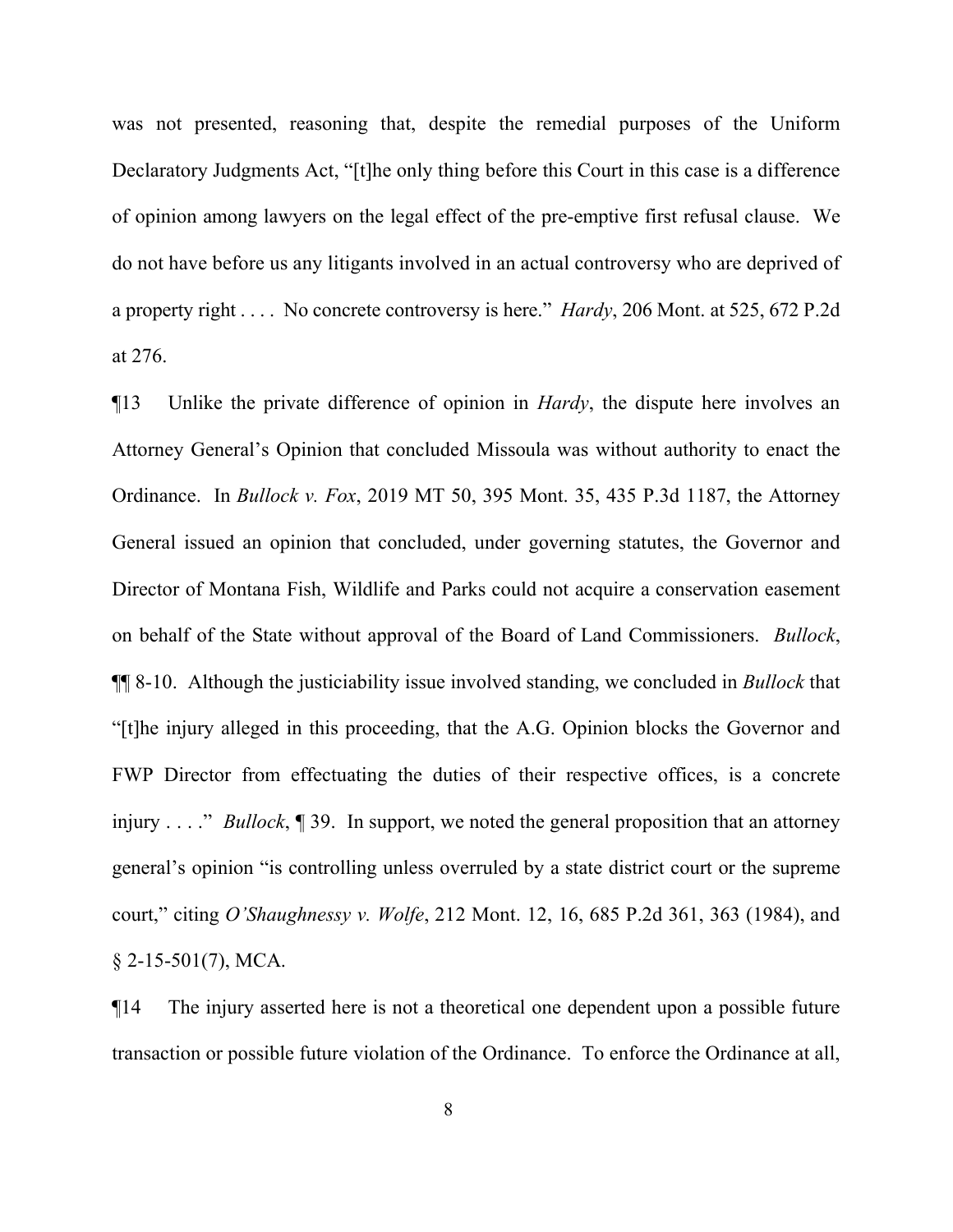was not presented, reasoning that, despite the remedial purposes of the Uniform Declaratory Judgments Act, "[t]he only thing before this Court in this case is a difference of opinion among lawyers on the legal effect of the pre-emptive first refusal clause. We do not have before us any litigants involved in an actual controversy who are deprived of a property right . . . . No concrete controversy is here." *Hardy*, 206 Mont. at 525, 672 P.2d at 276.

¶13 Unlike the private difference of opinion in *Hardy*, the dispute here involves an Attorney General's Opinion that concluded Missoula was without authority to enact the Ordinance. In *Bullock v. Fox*, 2019 MT 50, 395 Mont. 35, 435 P.3d 1187, the Attorney General issued an opinion that concluded, under governing statutes, the Governor and Director of Montana Fish, Wildlife and Parks could not acquire a conservation easement on behalf of the State without approval of the Board of Land Commissioners. *Bullock*, ¶¶ 8-10. Although the justiciability issue involved standing, we concluded in *Bullock* that "[t]he injury alleged in this proceeding, that the A.G. Opinion blocks the Governor and FWP Director from effectuating the duties of their respective offices, is a concrete injury . . . ." *Bullock*, ¶ 39. In support, we noted the general proposition that an attorney general's opinion "is controlling unless overruled by a state district court or the supreme court," citing *O'Shaughnessy v. Wolfe*, 212 Mont. 12, 16, 685 P.2d 361, 363 (1984), and § 2-15-501(7), MCA.

¶14 The injury asserted here is not a theoretical one dependent upon a possible future transaction or possible future violation of the Ordinance. To enforce the Ordinance at all,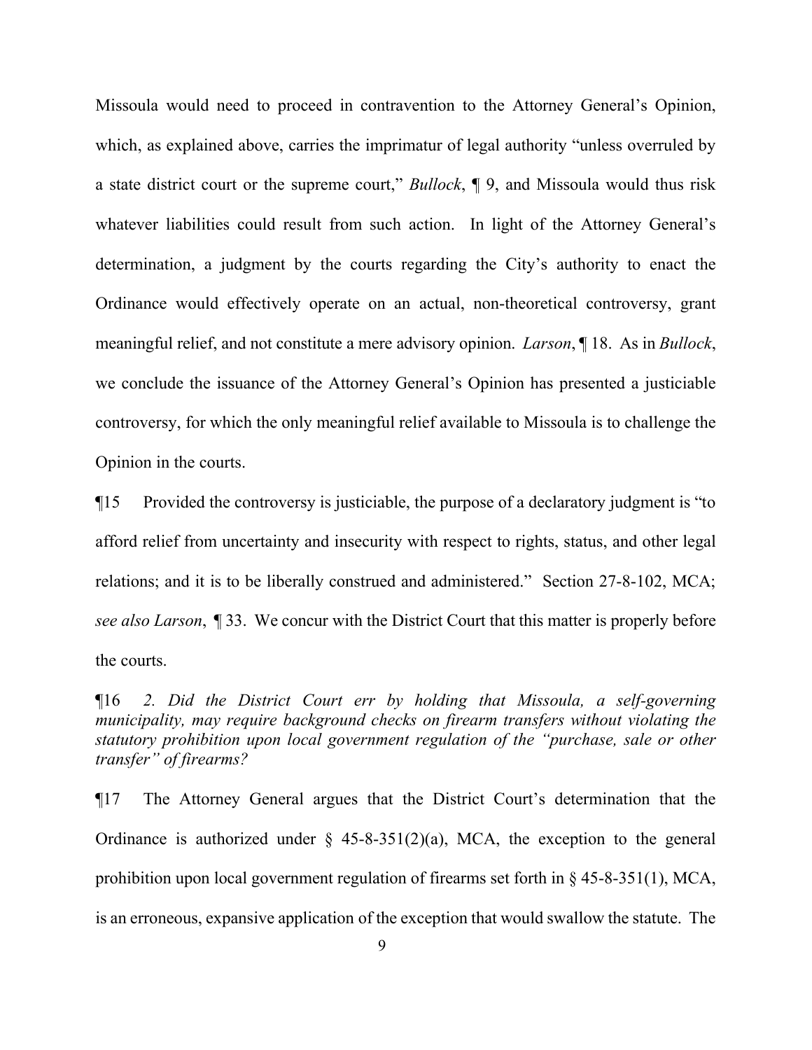Missoula would need to proceed in contravention to the Attorney General's Opinion, which, as explained above, carries the imprimatur of legal authority "unless overruled by a state district court or the supreme court," *Bullock*, ¶ 9, and Missoula would thus risk whatever liabilities could result from such action. In light of the Attorney General's determination, a judgment by the courts regarding the City's authority to enact the Ordinance would effectively operate on an actual, non-theoretical controversy, grant meaningful relief, and not constitute a mere advisory opinion. *Larson*, ¶ 18. As in *Bullock*, we conclude the issuance of the Attorney General's Opinion has presented a justiciable controversy, for which the only meaningful relief available to Missoula is to challenge the Opinion in the courts.

¶15 Provided the controversy is justiciable, the purpose of a declaratory judgment is "to afford relief from uncertainty and insecurity with respect to rights, status, and other legal relations; and it is to be liberally construed and administered." Section 27-8-102, MCA; *see also Larson*, ¶ 33. We concur with the District Court that this matter is properly before the courts.

¶16 *2. Did the District Court err by holding that Missoula, a self-governing municipality, may require background checks on firearm transfers without violating the statutory prohibition upon local government regulation of the "purchase, sale or other transfer" of firearms?*

¶17 The Attorney General argues that the District Court's determination that the Ordinance is authorized under § 45-8-351(2)(a), MCA, the exception to the general prohibition upon local government regulation of firearms set forth in § 45-8-351(1), MCA, is an erroneous, expansive application of the exception that would swallow the statute. The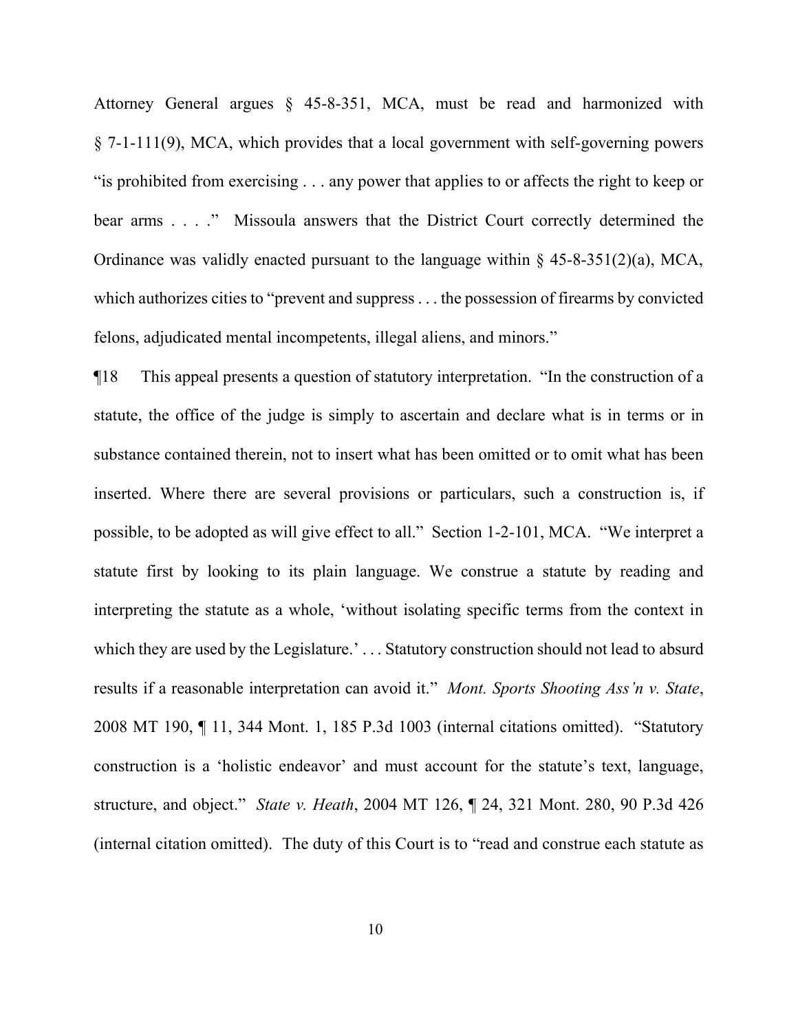Attorney General argues § 45-8-351, MCA, must be read and harmonized with § 7-1-111(9), MCA, which provides that a local government with self-governing powers "is prohibited from exercising . . . any power that applies to or affects the right to keep or bear arms . . . ." Missoula answers that the District Court correctly determined the Ordinance was validly enacted pursuant to the language within § 45-8-351(2)(a), MCA, which authorizes cities to "prevent and suppress . . . the possession of firearms by convicted felons, adjudicated mental incompetents, illegal aliens, and minors."

¶18 This appeal presents a question of statutory interpretation. "In the construction of a statute, the office of the judge is simply to ascertain and declare what is in terms or in substance contained therein, not to insert what has been omitted or to omit what has been inserted. Where there are several provisions or particulars, such a construction is, if possible, to be adopted as will give effect to all." Section 1-2-101, MCA. "We interpret a statute first by looking to its plain language. We construe a statute by reading and interpreting the statute as a whole, 'without isolating specific terms from the context in which they are used by the Legislature.' . . . Statutory construction should not lead to absurd results if a reasonable interpretation can avoid it." *Mont. Sports Shooting Ass'n v. State*, 2008 MT 190, ¶ 11, 344 Mont. 1, 185 P.3d 1003 (internal citations omitted). "Statutory construction is a 'holistic endeavor' and must account for the statute's text, language, structure, and object." *State v. Heath*, 2004 MT 126, ¶ 24, 321 Mont. 280, 90 P.3d 426 (internal citation omitted). The duty of this Court is to "read and construe each statute as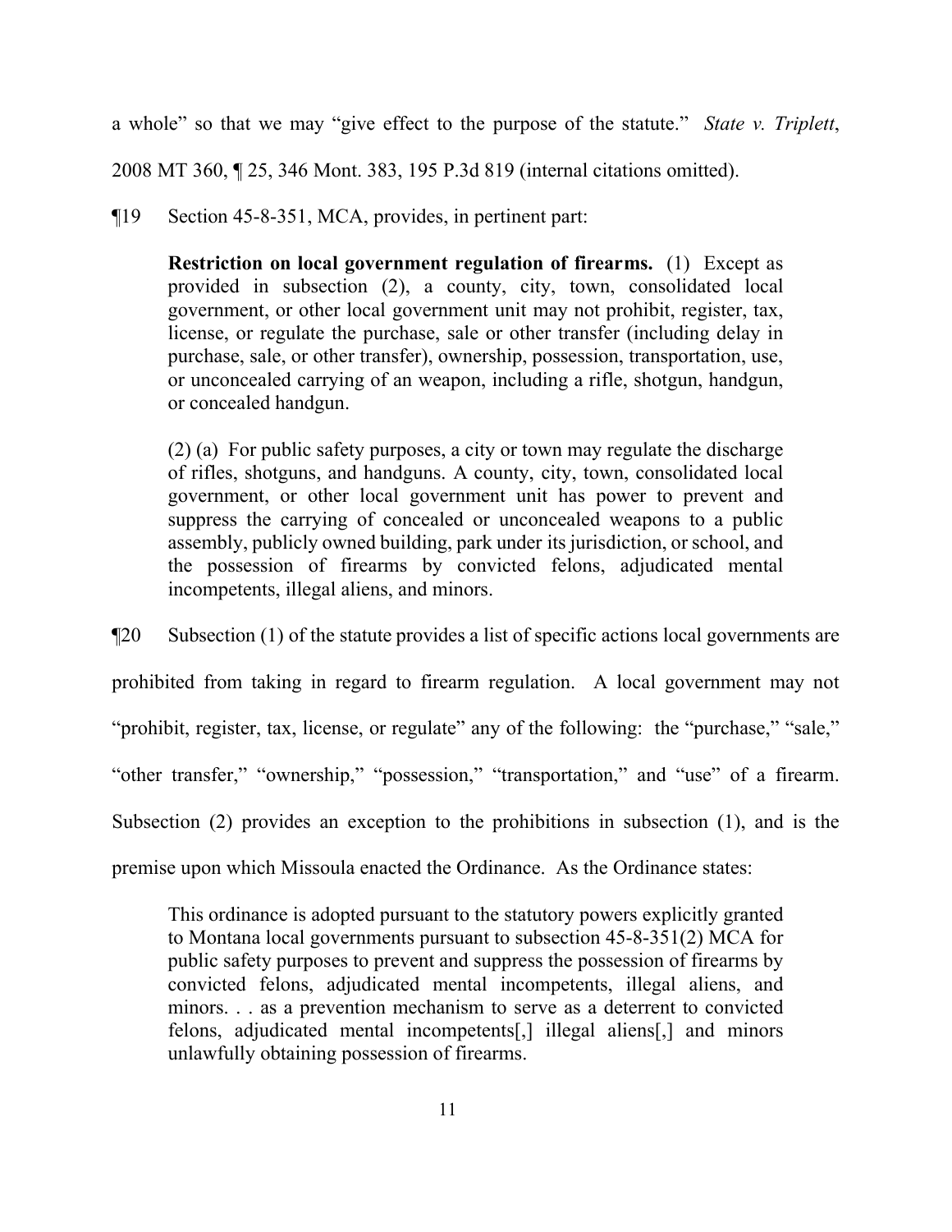a whole" so that we may "give effect to the purpose of the statute." *State v. Triplett*, 2008 MT 360, ¶ 25, 346 Mont. 383, 195 P.3d 819 (internal citations omitted).

¶19 Section 45-8-351, MCA, provides, in pertinent part:

> **Restriction on local government regulation of firearms.** (1) Except as provided in subsection (2), a county, city, town, consolidated local government, or other local government unit may not prohibit, register, tax, license, or regulate the purchase, sale or other transfer (including delay in purchase, sale, or other transfer), ownership, possession, transportation, use, or unconcealed carrying of an weapon, including a rifle, shotgun, handgun, or concealed handgun.
>
> (2) (a) For public safety purposes, a city or town may regulate the discharge of rifles, shotguns, and handguns. A county, city, town, consolidated local government, or other local government unit has power to prevent and suppress the carrying of concealed or unconcealed weapons to a public assembly, publicly owned building, park under its jurisdiction, or school, and the possession of firearms by convicted felons, adjudicated mental incompetents, illegal aliens, and minors.

¶20 Subsection (1) of the statute provides a list of specific actions local governments are prohibited from taking in regard to firearm regulation. A local government may not "prohibit, register, tax, license, or regulate" any of the following: the "purchase," "sale," "other transfer," "ownership," "possession," "transportation," and "use" of a firearm. Subsection (2) provides an exception to the prohibitions in subsection (1), and is the premise upon which Missoula enacted the Ordinance. As the Ordinance states:

> This ordinance is adopted pursuant to the statutory powers explicitly granted to Montana local governments pursuant to subsection 45-8-351(2) MCA for public safety purposes to prevent and suppress the possession of firearms by convicted felons, adjudicated mental incompetents, illegal aliens, and minors. . . as a prevention mechanism to serve as a deterrent to convicted felons, adjudicated mental incompetents[,] illegal aliens[,] and minors unlawfully obtaining possession of firearms.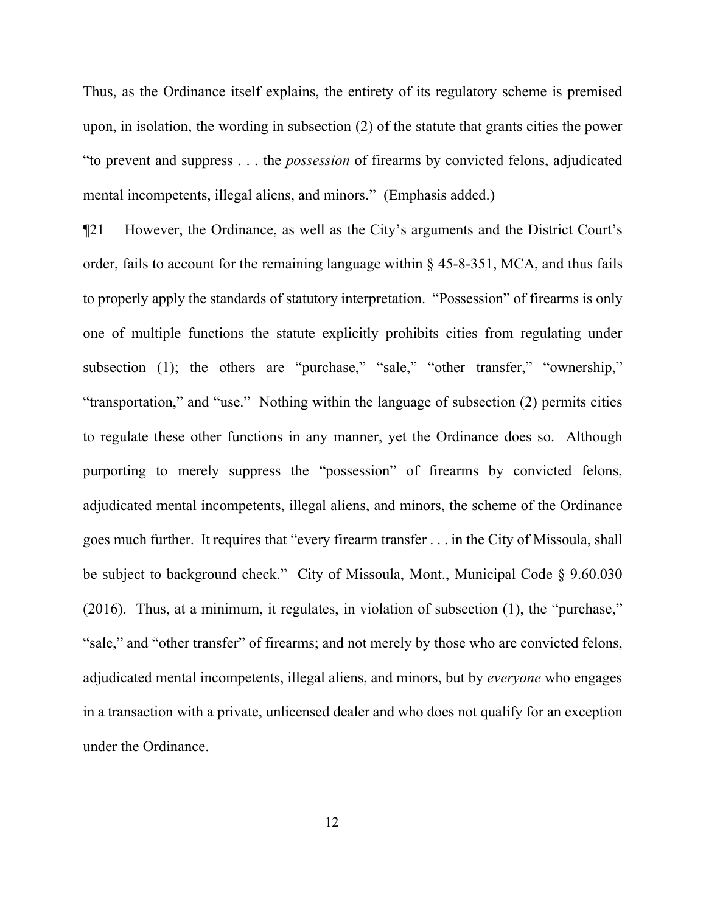Thus, as the Ordinance itself explains, the entirety of its regulatory scheme is premised upon, in isolation, the wording in subsection (2) of the statute that grants cities the power "to prevent and suppress . . . the *possession* of firearms by convicted felons, adjudicated mental incompetents, illegal aliens, and minors." (Emphasis added.)

¶21 However, the Ordinance, as well as the City's arguments and the District Court's order, fails to account for the remaining language within § 45-8-351, MCA, and thus fails to properly apply the standards of statutory interpretation. "Possession" of firearms is only one of multiple functions the statute explicitly prohibits cities from regulating under subsection (1); the others are "purchase," "sale," "other transfer," "ownership," "transportation," and "use." Nothing within the language of subsection (2) permits cities to regulate these other functions in any manner, yet the Ordinance does so. Although purporting to merely suppress the "possession" of firearms by convicted felons, adjudicated mental incompetents, illegal aliens, and minors, the scheme of the Ordinance goes much further. It requires that "every firearm transfer . . . in the City of Missoula, shall be subject to background check." City of Missoula, Mont., Municipal Code § 9.60.030 (2016). Thus, at a minimum, it regulates, in violation of subsection (1), the "purchase," "sale," and "other transfer" of firearms; and not merely by those who are convicted felons, adjudicated mental incompetents, illegal aliens, and minors, but by *everyone* who engages in a transaction with a private, unlicensed dealer and who does not qualify for an exception under the Ordinance.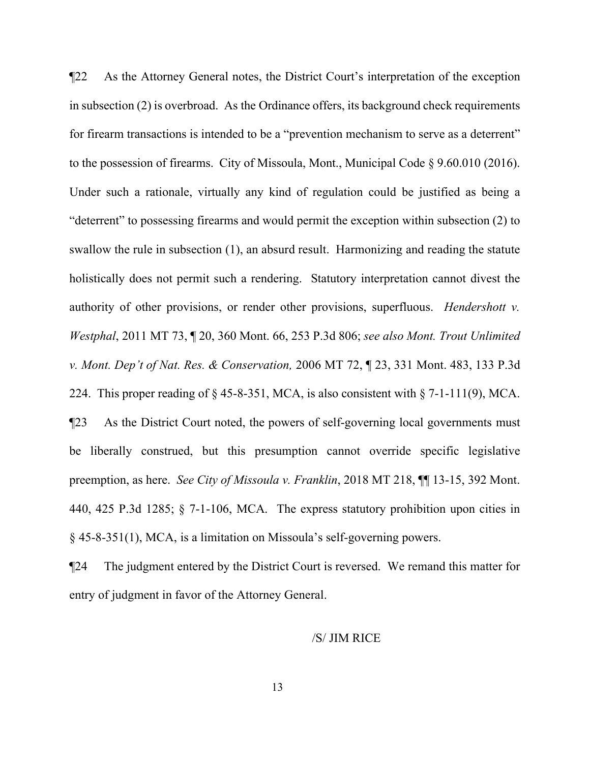¶22 As the Attorney General notes, the District Court's interpretation of the exception in subsection (2) is overbroad. As the Ordinance offers, its background check requirements for firearm transactions is intended to be a "prevention mechanism to serve as a deterrent" to the possession of firearms. City of Missoula, Mont., Municipal Code § 9.60.010 (2016). Under such a rationale, virtually any kind of regulation could be justified as being a "deterrent" to possessing firearms and would permit the exception within subsection (2) to swallow the rule in subsection (1), an absurd result. Harmonizing and reading the statute holistically does not permit such a rendering. Statutory interpretation cannot divest the authority of other provisions, or render other provisions, superfluous. *Hendershott v. Westphal*, 2011 MT 73, ¶ 20, 360 Mont. 66, 253 P.3d 806; *see also Mont. Trout Unlimited v. Mont. Dep't of Nat. Res. & Conservation,* 2006 MT 72, ¶ 23, 331 Mont. 483, 133 P.3d 224. This proper reading of § 45-8-351, MCA, is also consistent with § 7-1-111(9), MCA.

¶23 As the District Court noted, the powers of self-governing local governments must be liberally construed, but this presumption cannot override specific legislative preemption, as here. *See City of Missoula v. Franklin*, 2018 MT 218, ¶¶ 13-15, 392 Mont. 440, 425 P.3d 1285; § 7-1-106, MCA. The express statutory prohibition upon cities in § 45-8-351(1), MCA, is a limitation on Missoula's self-governing powers.

¶24 The judgment entered by the District Court is reversed. We remand this matter for entry of judgment in favor of the Attorney General.

/S/ JIM RICE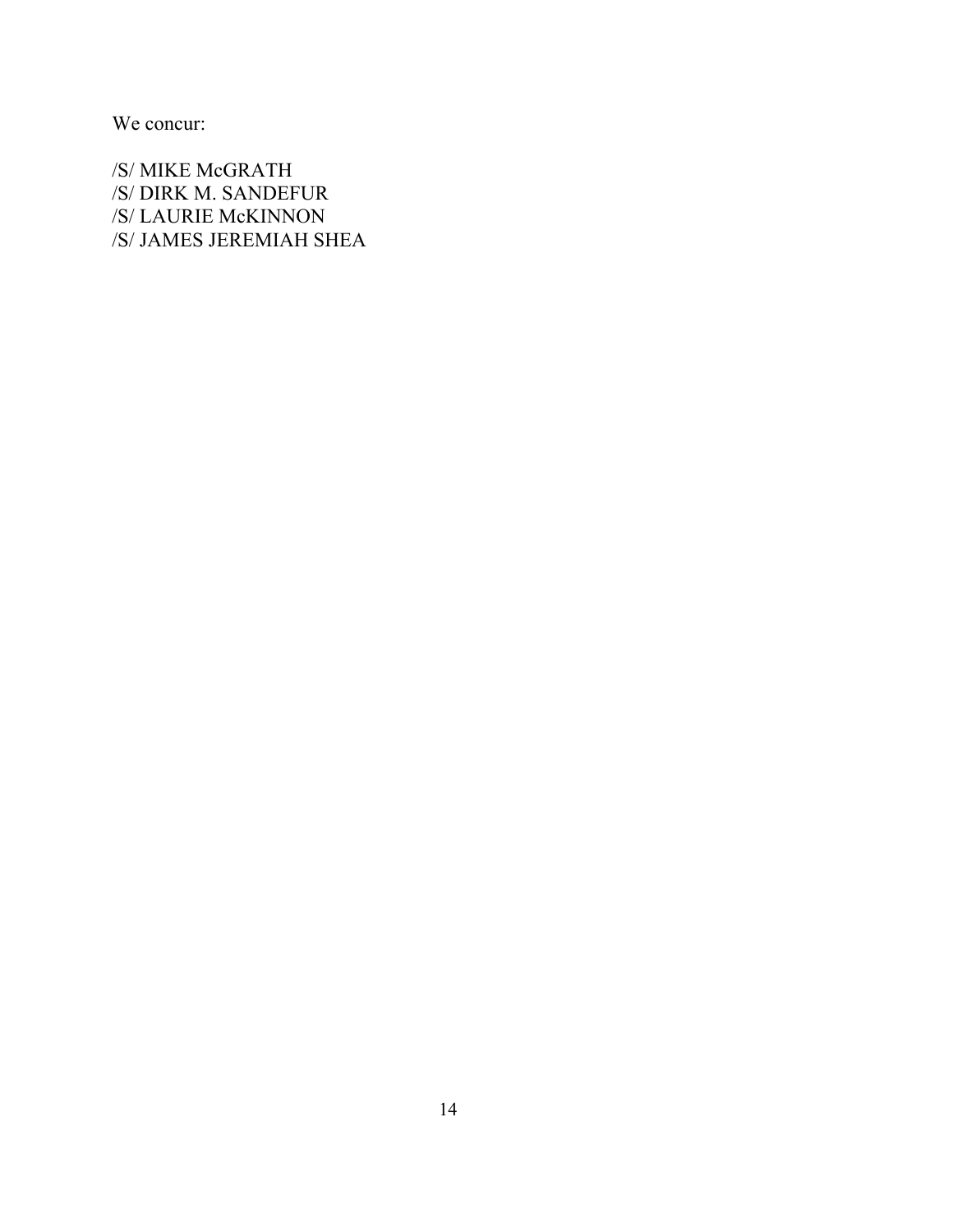We concur:

/S/ MIKE McGRATH
/S/ DIRK M. SANDEFUR
/S/ LAURIE McKINNON
/S/ JAMES JEREMIAH SHEA